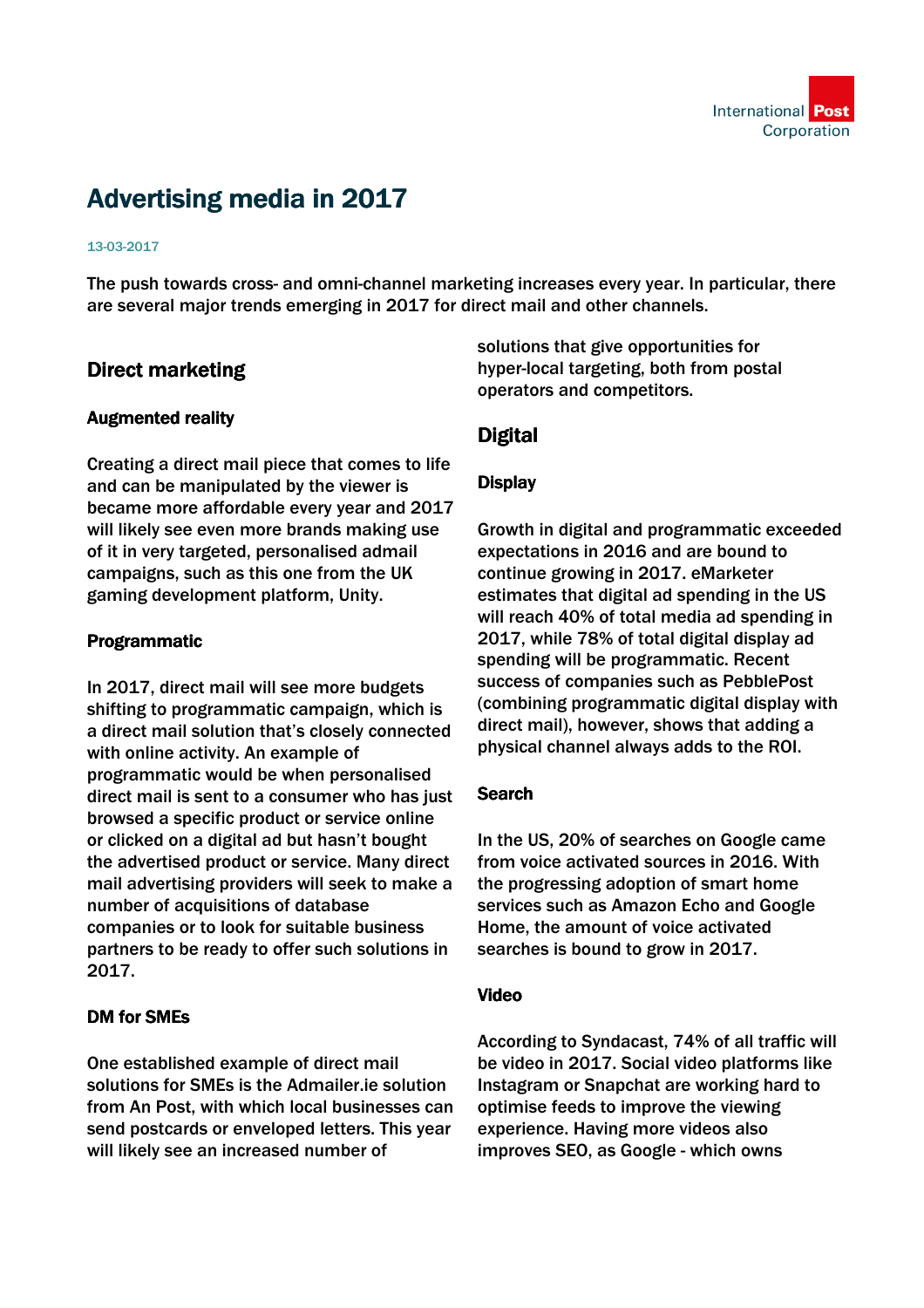# Advertising media in 2017

13-03-2017

The push towards cross- and omni-channel marketing increases every year. In particular, there are several major trends emerging in 2017 for direct mail and other channels.

## Direct marketing

### Augmented reality

Creating a direct mail piece that comes to life and can be manipulated by the viewer is became more affordable every year and 2017 will likely see even more brands making use of it in very targeted, personalised admail campaigns, such as this one from the UK gaming development platform, Unity.

### Programmatic

In 2017, direct mail will see more budgets shifting to programmatic campaign, which is a direct mail solution that's closely connected with online activity. An example of programmatic would be when personalised direct mail is sent to a consumer who has just browsed a specific product or service online or clicked on a digital ad but hasn't bought the advertised product or service. Many direct mail advertising providers will seek to make a number of acquisitions of database companies or to look for suitable business partners to be ready to offer such solutions in 2017.

### DM for SMEs

One established example of direct mail solutions for SMEs is the Admailer.ie solution from An Post, with which local businesses can send postcards or enveloped letters. This year will likely see an increased number of solutions that give opportunities for hyper-local targeting, both from postal operators and competitors.

## Digital

### Display

Growth in digital and programmatic exceeded expectations in 2016 and are bound to continue growing in 2017. eMarketer estimates that digital ad spending in the US will reach 40% of total media ad spending in 2017, while 78% of total digital display ad spending will be programmatic. Recent success of companies such as PebblePost (combining programmatic digital display with direct mail), however, shows that adding a physical channel always adds to the ROI.

### Search

In the US, 20% of searches on Google came from voice activated sources in 2016. With the progressing adoption of smart home services such as Amazon Echo and Google Home, the amount of voice activated searches is bound to grow in 2017.

### Video

According to Syndacast, 74% of all traffic will be video in 2017. Social video platforms like Instagram or Snapchat are working hard to optimise feeds to improve the viewing experience. Having more videos also improves SEO, as Google - which owns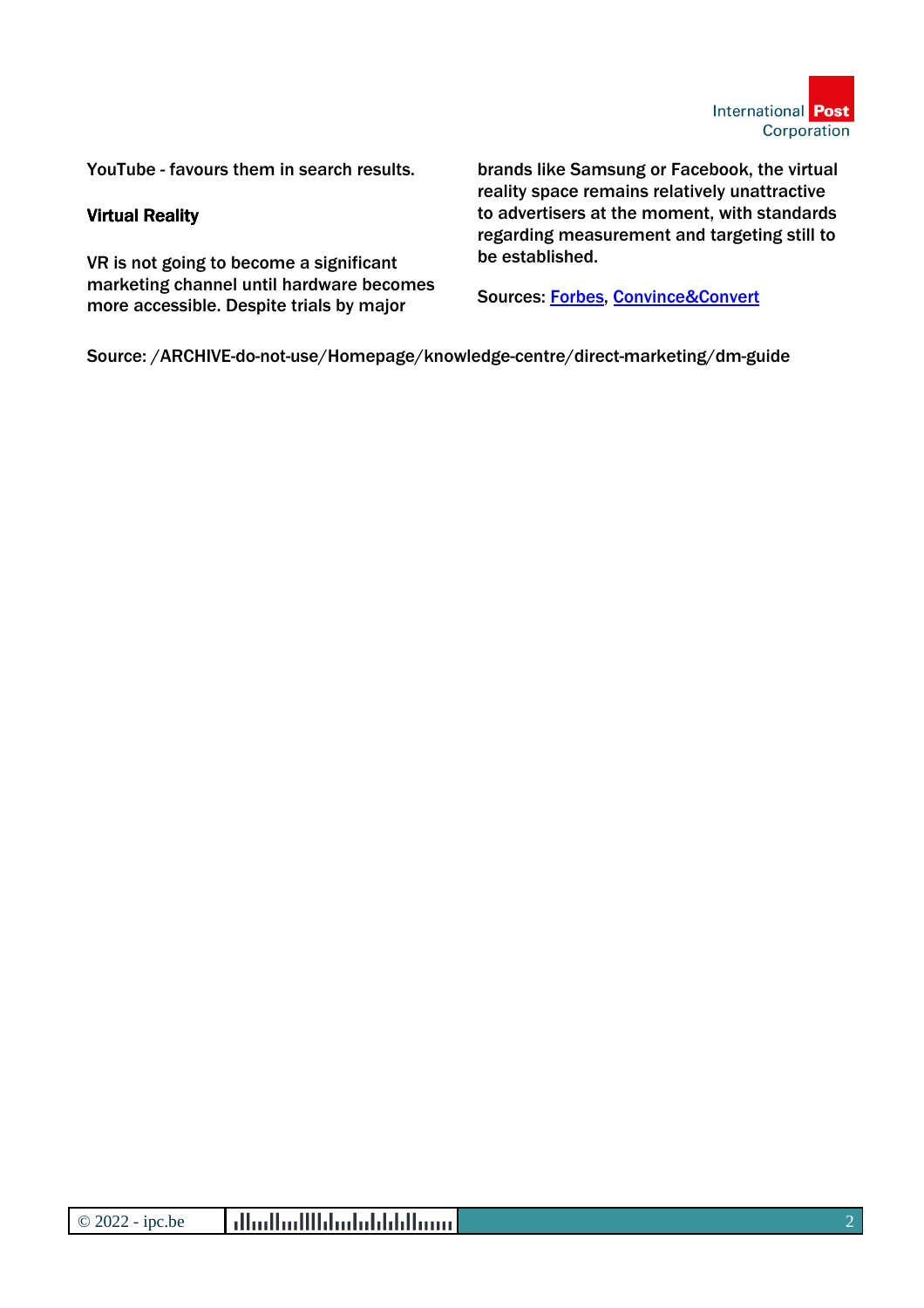YouTube - favours them in search results.

**Virtual Reality**

VR is not going to become a significant marketing channel until hardware becomes more accessible. Despite trials by major brands like Samsung or Facebook, the virtual reality space remains relatively unattractive to advertisers at the moment, with standards regarding measurement and targeting still to be established.

Sources: Forbes, Convince&Convert

Source: /ARCHIVE-do-not-use/Homepage/knowledge-centre/direct-marketing/dm-guide